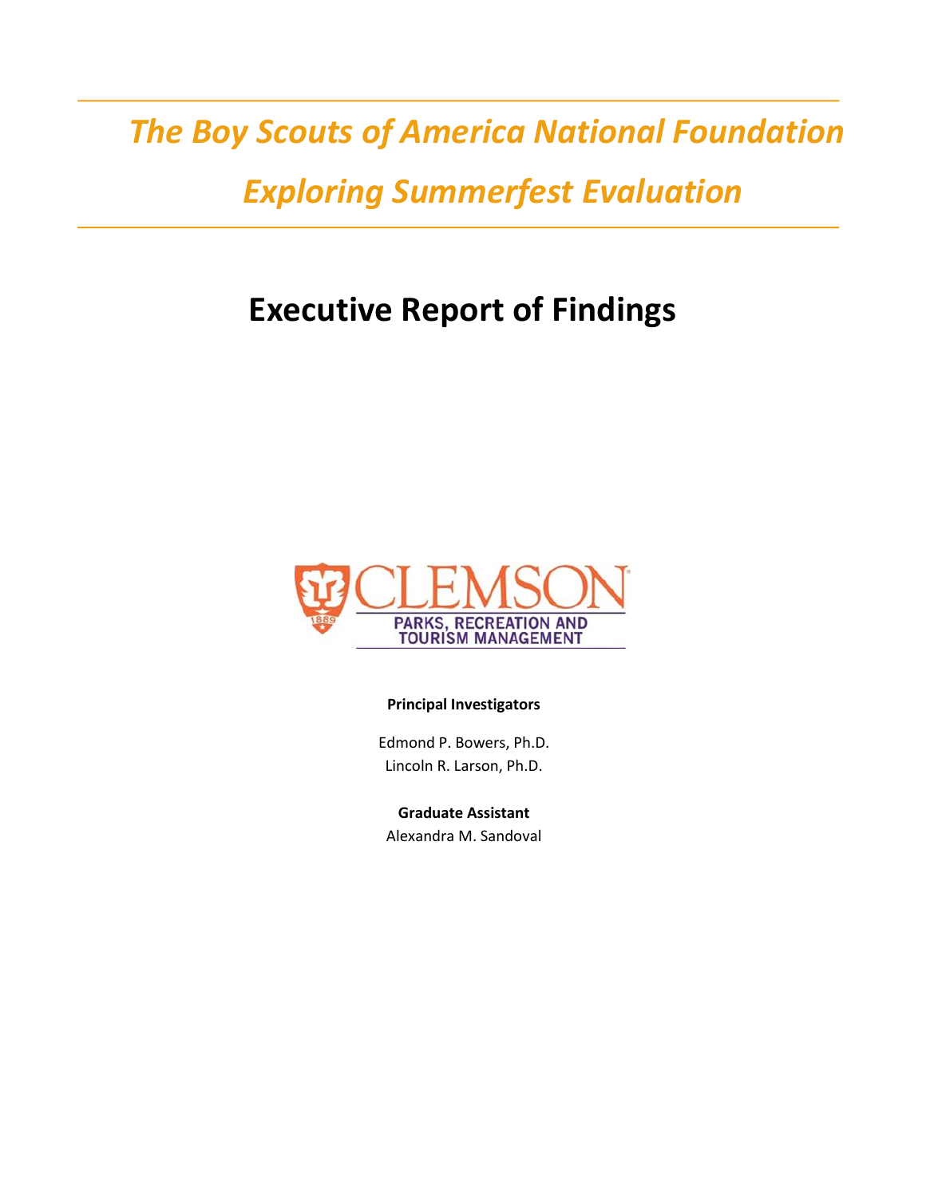# *The Boy Scouts of America National Foundation*
# *Exploring Summerfest Evaluation*

## Executive Report of Findings

CLEMSON
PARKS, RECREATION AND TOURISM MANAGEMENT

**Principal Investigators**

Edmond P. Bowers, Ph.D.
Lincoln R. Larson, Ph.D.

**Graduate Assistant**
Alexandra M. Sandoval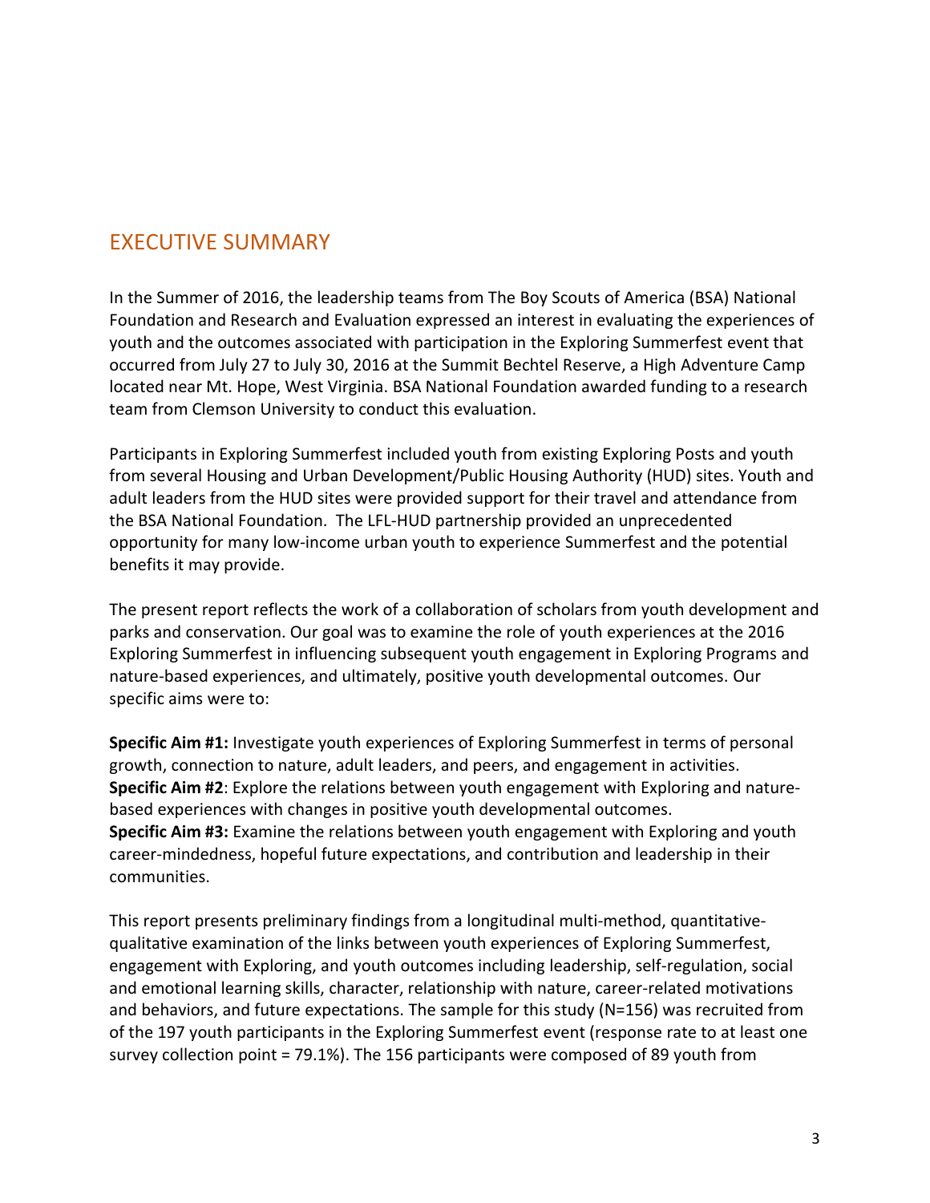## EXECUTIVE SUMMARY

In the Summer of 2016, the leadership teams from The Boy Scouts of America (BSA) National Foundation and Research and Evaluation expressed an interest in evaluating the experiences of youth and the outcomes associated with participation in the Exploring Summerfest event that occurred from July 27 to July 30, 2016 at the Summit Bechtel Reserve, a High Adventure Camp located near Mt. Hope, West Virginia. BSA National Foundation awarded funding to a research team from Clemson University to conduct this evaluation.

Participants in Exploring Summerfest included youth from existing Exploring Posts and youth from several Housing and Urban Development/Public Housing Authority (HUD) sites. Youth and adult leaders from the HUD sites were provided support for their travel and attendance from the BSA National Foundation. The LFL-HUD partnership provided an unprecedented opportunity for many low-income urban youth to experience Summerfest and the potential benefits it may provide.

The present report reflects the work of a collaboration of scholars from youth development and parks and conservation. Our goal was to examine the role of youth experiences at the 2016 Exploring Summerfest in influencing subsequent youth engagement in Exploring Programs and nature-based experiences, and ultimately, positive youth developmental outcomes. Our specific aims were to:

**Specific Aim #1:** Investigate youth experiences of Exploring Summerfest in terms of personal growth, connection to nature, adult leaders, and peers, and engagement in activities.
**Specific Aim #2**: Explore the relations between youth engagement with Exploring and nature-based experiences with changes in positive youth developmental outcomes.
**Specific Aim #3:** Examine the relations between youth engagement with Exploring and youth career-mindedness, hopeful future expectations, and contribution and leadership in their communities.

This report presents preliminary findings from a longitudinal multi-method, quantitative-qualitative examination of the links between youth experiences of Exploring Summerfest, engagement with Exploring, and youth outcomes including leadership, self-regulation, social and emotional learning skills, character, relationship with nature, career-related motivations and behaviors, and future expectations. The sample for this study (N=156) was recruited from of the 197 youth participants in the Exploring Summerfest event (response rate to at least one survey collection point = 79.1%). The 156 participants were composed of 89 youth from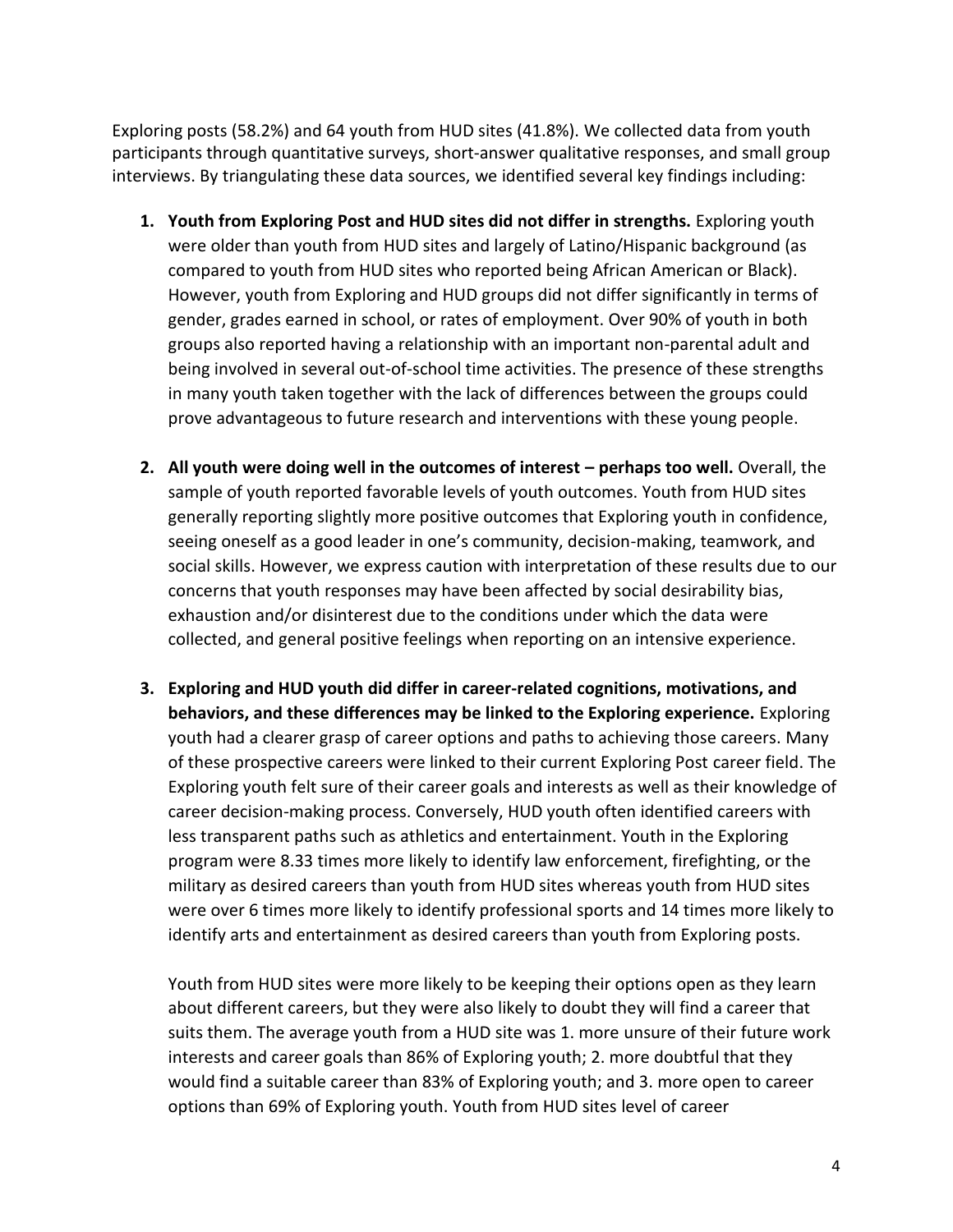Exploring posts (58.2%) and 64 youth from HUD sites (41.8%). We collected data from youth participants through quantitative surveys, short-answer qualitative responses, and small group interviews. By triangulating these data sources, we identified several key findings including:

1. **Youth from Exploring Post and HUD sites did not differ in strengths.** Exploring youth were older than youth from HUD sites and largely of Latino/Hispanic background (as compared to youth from HUD sites who reported being African American or Black). However, youth from Exploring and HUD groups did not differ significantly in terms of gender, grades earned in school, or rates of employment. Over 90% of youth in both groups also reported having a relationship with an important non-parental adult and being involved in several out-of-school time activities. The presence of these strengths in many youth taken together with the lack of differences between the groups could prove advantageous to future research and interventions with these young people.

2. **All youth were doing well in the outcomes of interest – perhaps too well.** Overall, the sample of youth reported favorable levels of youth outcomes. Youth from HUD sites generally reporting slightly more positive outcomes that Exploring youth in confidence, seeing oneself as a good leader in one's community, decision-making, teamwork, and social skills. However, we express caution with interpretation of these results due to our concerns that youth responses may have been affected by social desirability bias, exhaustion and/or disinterest due to the conditions under which the data were collected, and general positive feelings when reporting on an intensive experience.

3. **Exploring and HUD youth did differ in career-related cognitions, motivations, and behaviors, and these differences may be linked to the Exploring experience.** Exploring youth had a clearer grasp of career options and paths to achieving those careers. Many of these prospective careers were linked to their current Exploring Post career field. The Exploring youth felt sure of their career goals and interests as well as their knowledge of career decision-making process. Conversely, HUD youth often identified careers with less transparent paths such as athletics and entertainment. Youth in the Exploring program were 8.33 times more likely to identify law enforcement, firefighting, or the military as desired careers than youth from HUD sites whereas youth from HUD sites were over 6 times more likely to identify professional sports and 14 times more likely to identify arts and entertainment as desired careers than youth from Exploring posts.

   Youth from HUD sites were more likely to be keeping their options open as they learn about different careers, but they were also likely to doubt they will find a career that suits them. The average youth from a HUD site was 1. more unsure of their future work interests and career goals than 86% of Exploring youth; 2. more doubtful that they would find a suitable career than 83% of Exploring youth; and 3. more open to career options than 69% of Exploring youth. Youth from HUD sites level of career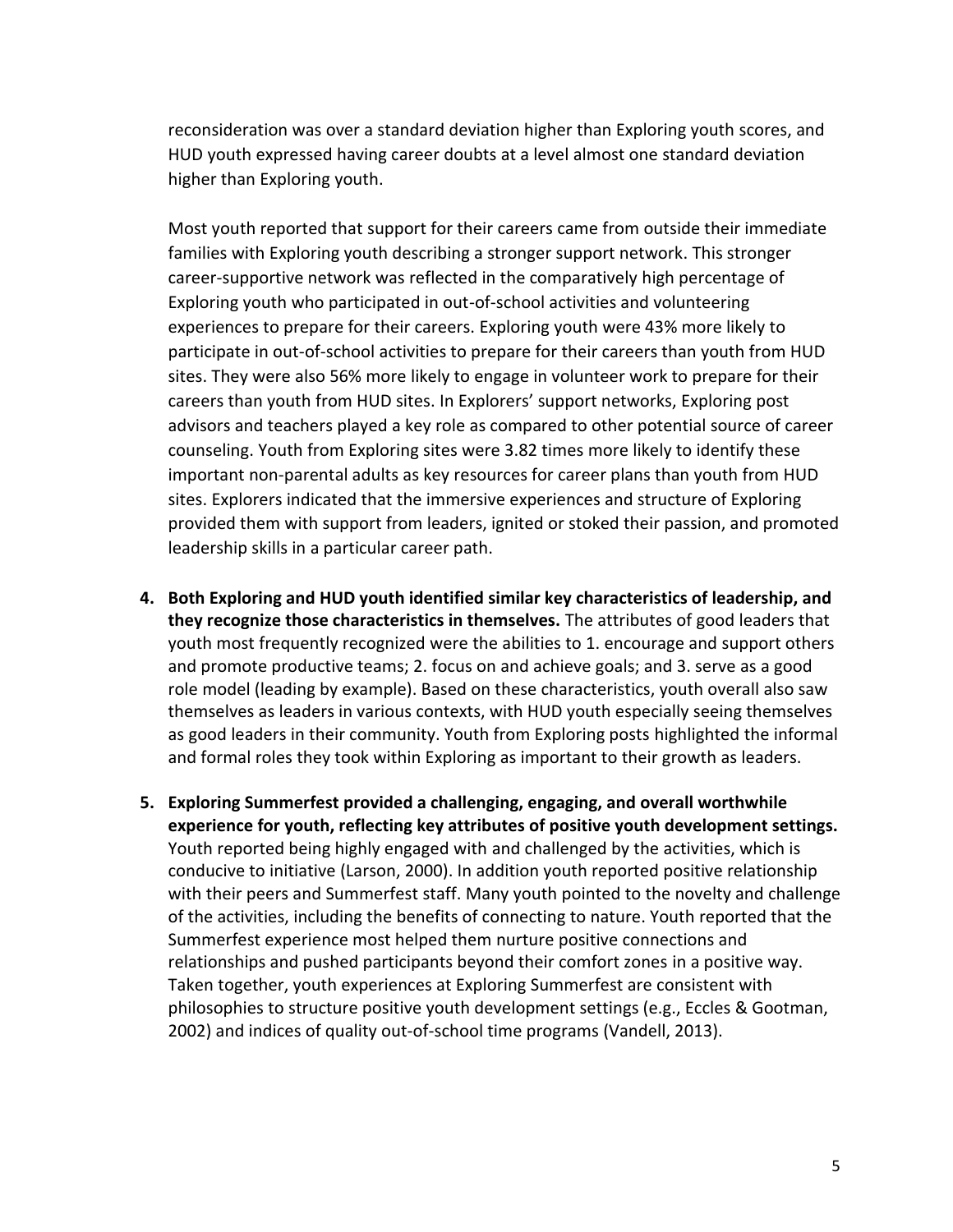reconsideration was over a standard deviation higher than Exploring youth scores, and HUD youth expressed having career doubts at a level almost one standard deviation higher than Exploring youth.

Most youth reported that support for their careers came from outside their immediate families with Exploring youth describing a stronger support network. This stronger career-supportive network was reflected in the comparatively high percentage of Exploring youth who participated in out-of-school activities and volunteering experiences to prepare for their careers. Exploring youth were 43% more likely to participate in out-of-school activities to prepare for their careers than youth from HUD sites. They were also 56% more likely to engage in volunteer work to prepare for their careers than youth from HUD sites. In Explorers' support networks, Exploring post advisors and teachers played a key role as compared to other potential source of career counseling. Youth from Exploring sites were 3.82 times more likely to identify these important non-parental adults as key resources for career plans than youth from HUD sites. Explorers indicated that the immersive experiences and structure of Exploring provided them with support from leaders, ignited or stoked their passion, and promoted leadership skills in a particular career path.

4. **Both Exploring and HUD youth identified similar key characteristics of leadership, and they recognize those characteristics in themselves.** The attributes of good leaders that youth most frequently recognized were the abilities to 1. encourage and support others and promote productive teams; 2. focus on and achieve goals; and 3. serve as a good role model (leading by example). Based on these characteristics, youth overall also saw themselves as leaders in various contexts, with HUD youth especially seeing themselves as good leaders in their community. Youth from Exploring posts highlighted the informal and formal roles they took within Exploring as important to their growth as leaders.

5. **Exploring Summerfest provided a challenging, engaging, and overall worthwhile experience for youth, reflecting key attributes of positive youth development settings.** Youth reported being highly engaged with and challenged by the activities, which is conducive to initiative (Larson, 2000). In addition youth reported positive relationship with their peers and Summerfest staff. Many youth pointed to the novelty and challenge of the activities, including the benefits of connecting to nature. Youth reported that the Summerfest experience most helped them nurture positive connections and relationships and pushed participants beyond their comfort zones in a positive way. Taken together, youth experiences at Exploring Summerfest are consistent with philosophies to structure positive youth development settings (e.g., Eccles & Gootman, 2002) and indices of quality out-of-school time programs (Vandell, 2013).